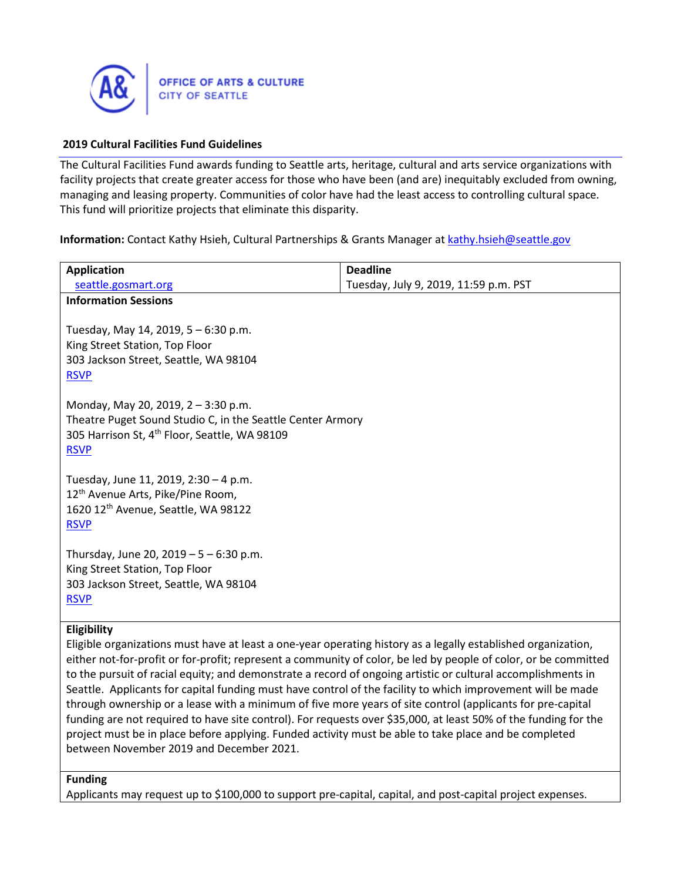OFFICE OF ARTS & CULTURE
CITY OF SEATTLE

## 2019 Cultural Facilities Fund Guidelines

The Cultural Facilities Fund awards funding to Seattle arts, heritage, cultural and arts service organizations with facility projects that create greater access for those who have been (and are) inequitably excluded from owning, managing and leasing property. Communities of color have had the least access to controlling cultural space. This fund will prioritize projects that eliminate this disparity.

**Information:** Contact Kathy Hsieh, Cultural Partnerships & Grants Manager at kathy.hsieh@seattle.gov

| **Application** | **Deadline** |
| --- | --- |
| seattle.gosmart.org | Tuesday, July 9, 2019, 11:59 p.m. PST |

**Information Sessions**

Tuesday, May 14, 2019, 5 – 6:30 p.m.
King Street Station, Top Floor
303 Jackson Street, Seattle, WA 98104
RSVP

Monday, May 20, 2019, 2 – 3:30 p.m.
Theatre Puget Sound Studio C, in the Seattle Center Armory
305 Harrison St, 4th Floor, Seattle, WA 98109
RSVP

Tuesday, June 11, 2019, 2:30 – 4 p.m.
12th Avenue Arts, Pike/Pine Room,
1620 12th Avenue, Seattle, WA 98122
RSVP

Thursday, June 20, 2019 – 5 – 6:30 p.m.
King Street Station, Top Floor
303 Jackson Street, Seattle, WA 98104
RSVP

**Eligibility**

Eligible organizations must have at least a one-year operating history as a legally established organization, either not-for-profit or for-profit; represent a community of color, be led by people of color, or be committed to the pursuit of racial equity; and demonstrate a record of ongoing artistic or cultural accomplishments in Seattle. Applicants for capital funding must have control of the facility to which improvement will be made through ownership or a lease with a minimum of five more years of site control (applicants for pre-capital funding are not required to have site control). For requests over $35,000, at least 50% of the funding for the project must be in place before applying. Funded activity must be able to take place and be completed between November 2019 and December 2021.

**Funding**

Applicants may request up to $100,000 to support pre-capital, capital, and post-capital project expenses.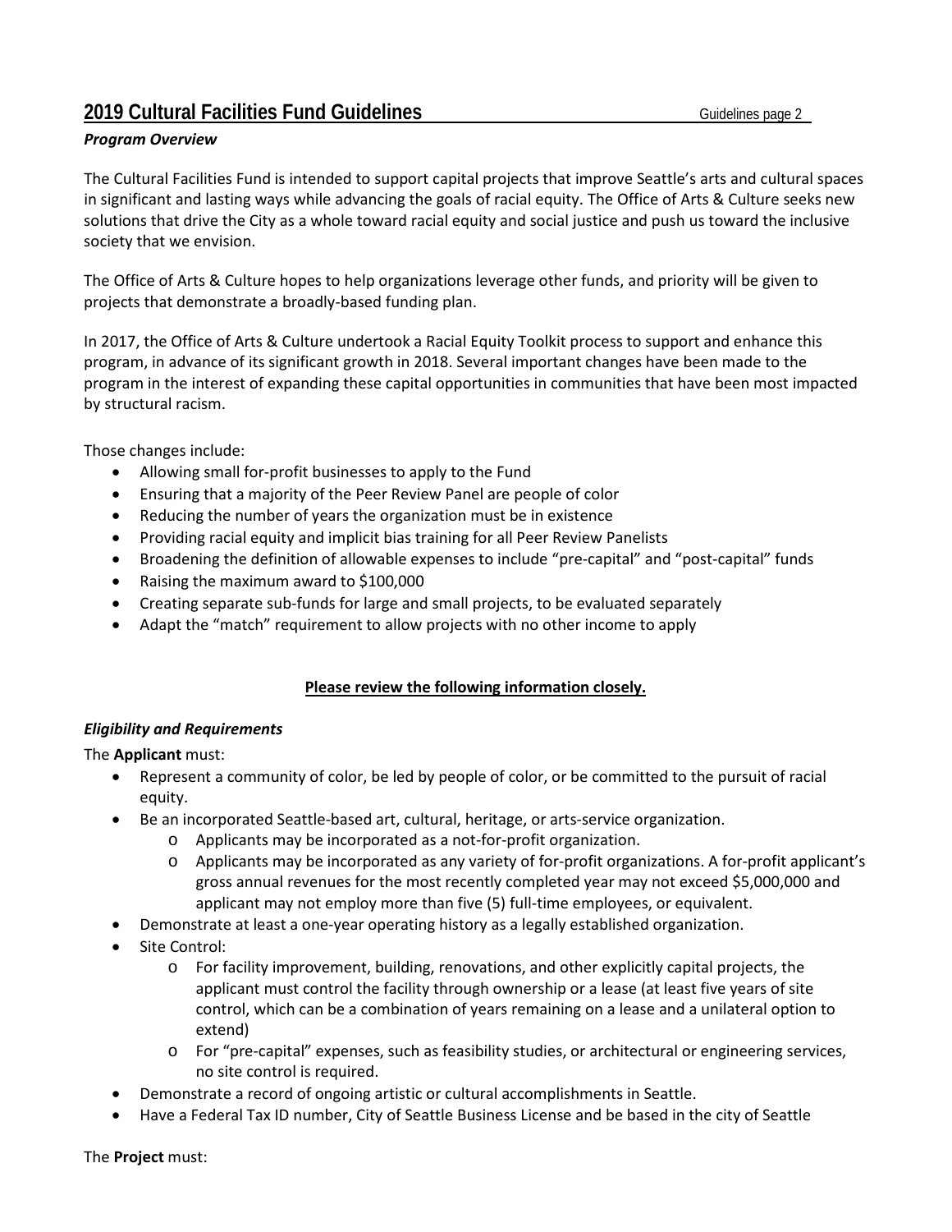## 2019 Cultural Facilities Fund Guidelines

***Program Overview***

The Cultural Facilities Fund is intended to support capital projects that improve Seattle's arts and cultural spaces in significant and lasting ways while advancing the goals of racial equity. The Office of Arts & Culture seeks new solutions that drive the City as a whole toward racial equity and social justice and push us toward the inclusive society that we envision.

The Office of Arts & Culture hopes to help organizations leverage other funds, and priority will be given to projects that demonstrate a broadly-based funding plan.

In 2017, the Office of Arts & Culture undertook a Racial Equity Toolkit process to support and enhance this program, in advance of its significant growth in 2018. Several important changes have been made to the program in the interest of expanding these capital opportunities in communities that have been most impacted by structural racism.

Those changes include:

- Allowing small for-profit businesses to apply to the Fund
- Ensuring that a majority of the Peer Review Panel are people of color
- Reducing the number of years the organization must be in existence
- Providing racial equity and implicit bias training for all Peer Review Panelists
- Broadening the definition of allowable expenses to include "pre-capital" and "post-capital" funds
- Raising the maximum award to $100,000
- Creating separate sub-funds for large and small projects, to be evaluated separately
- Adapt the "match" requirement to allow projects with no other income to apply

**Please review the following information closely.**

***Eligibility and Requirements***

The **Applicant** must:

- Represent a community of color, be led by people of color, or be committed to the pursuit of racial equity.
- Be an incorporated Seattle-based art, cultural, heritage, or arts-service organization.
  - Applicants may be incorporated as a not-for-profit organization.
  - Applicants may be incorporated as any variety of for-profit organizations. A for-profit applicant's gross annual revenues for the most recently completed year may not exceed $5,000,000 and applicant may not employ more than five (5) full-time employees, or equivalent.
- Demonstrate at least a one-year operating history as a legally established organization.
- Site Control:
  - For facility improvement, building, renovations, and other explicitly capital projects, the applicant must control the facility through ownership or a lease (at least five years of site control, which can be a combination of years remaining on a lease and a unilateral option to extend)
  - For "pre-capital" expenses, such as feasibility studies, or architectural or engineering services, no site control is required.
- Demonstrate a record of ongoing artistic or cultural accomplishments in Seattle.
- Have a Federal Tax ID number, City of Seattle Business License and be based in the city of Seattle

The **Project** must: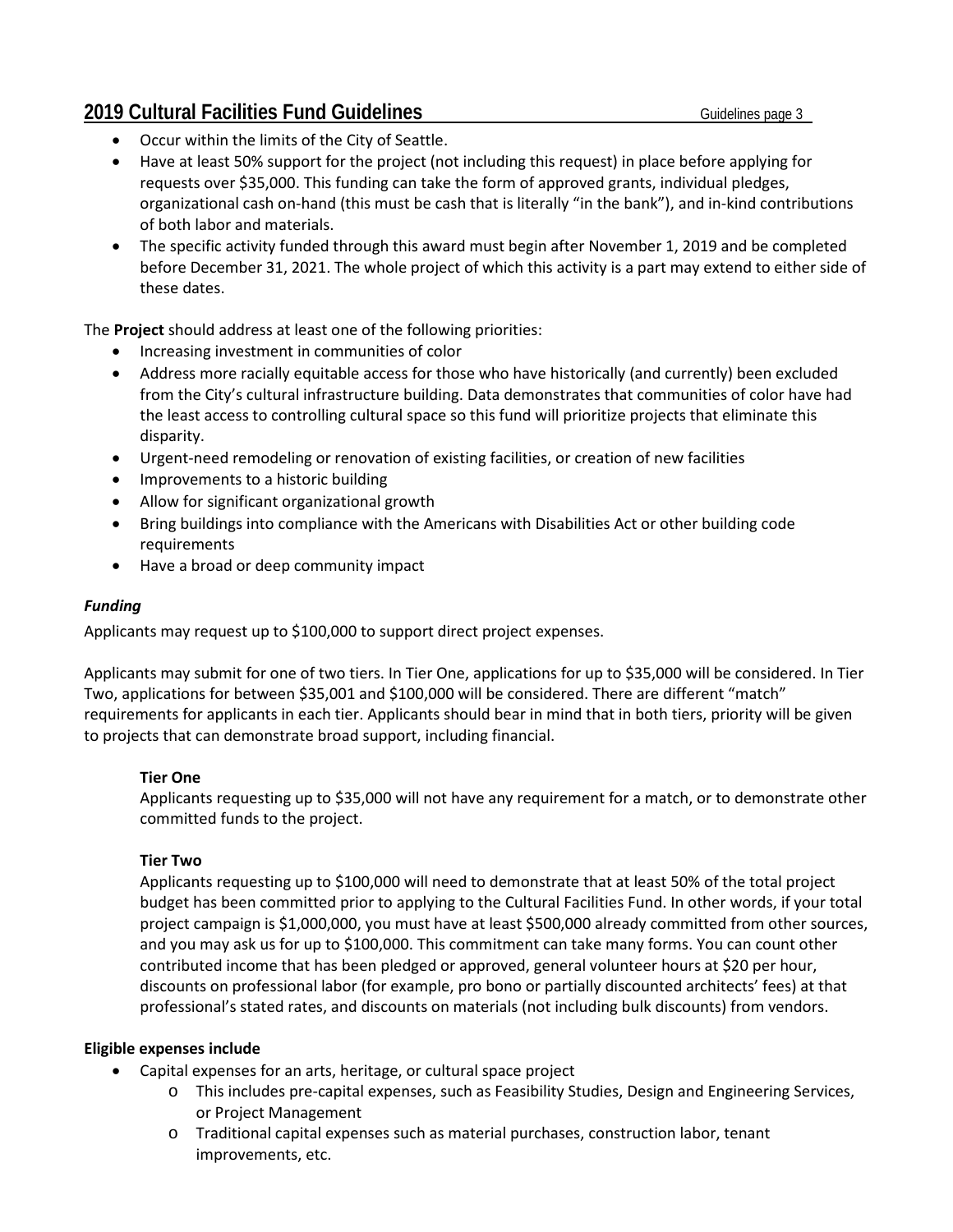- Occur within the limits of the City of Seattle.
- Have at least 50% support for the project (not including this request) in place before applying for requests over $35,000. This funding can take the form of approved grants, individual pledges, organizational cash on-hand (this must be cash that is literally "in the bank"), and in-kind contributions of both labor and materials.
- The specific activity funded through this award must begin after November 1, 2019 and be completed before December 31, 2021. The whole project of which this activity is a part may extend to either side of these dates.

The **Project** should address at least one of the following priorities:

- Increasing investment in communities of color
- Address more racially equitable access for those who have historically (and currently) been excluded from the City's cultural infrastructure building. Data demonstrates that communities of color have had the least access to controlling cultural space so this fund will prioritize projects that eliminate this disparity.
- Urgent-need remodeling or renovation of existing facilities, or creation of new facilities
- Improvements to a historic building
- Allow for significant organizational growth
- Bring buildings into compliance with the Americans with Disabilities Act or other building code requirements
- Have a broad or deep community impact

***Funding***

Applicants may request up to $100,000 to support direct project expenses.

Applicants may submit for one of two tiers. In Tier One, applications for up to $35,000 will be considered. In Tier Two, applications for between $35,001 and $100,000 will be considered. There are different "match" requirements for applicants in each tier. Applicants should bear in mind that in both tiers, priority will be given to projects that can demonstrate broad support, including financial.

**Tier One**

Applicants requesting up to $35,000 will not have any requirement for a match, or to demonstrate other committed funds to the project.

**Tier Two**

Applicants requesting up to $100,000 will need to demonstrate that at least 50% of the total project budget has been committed prior to applying to the Cultural Facilities Fund. In other words, if your total project campaign is $1,000,000, you must have at least $500,000 already committed from other sources, and you may ask us for up to $100,000. This commitment can take many forms. You can count other contributed income that has been pledged or approved, general volunteer hours at $20 per hour, discounts on professional labor (for example, pro bono or partially discounted architects' fees) at that professional's stated rates, and discounts on materials (not including bulk discounts) from vendors.

**Eligible expenses include**

- Capital expenses for an arts, heritage, or cultural space project
  - This includes pre-capital expenses, such as Feasibility Studies, Design and Engineering Services, or Project Management
  - Traditional capital expenses such as material purchases, construction labor, tenant improvements, etc.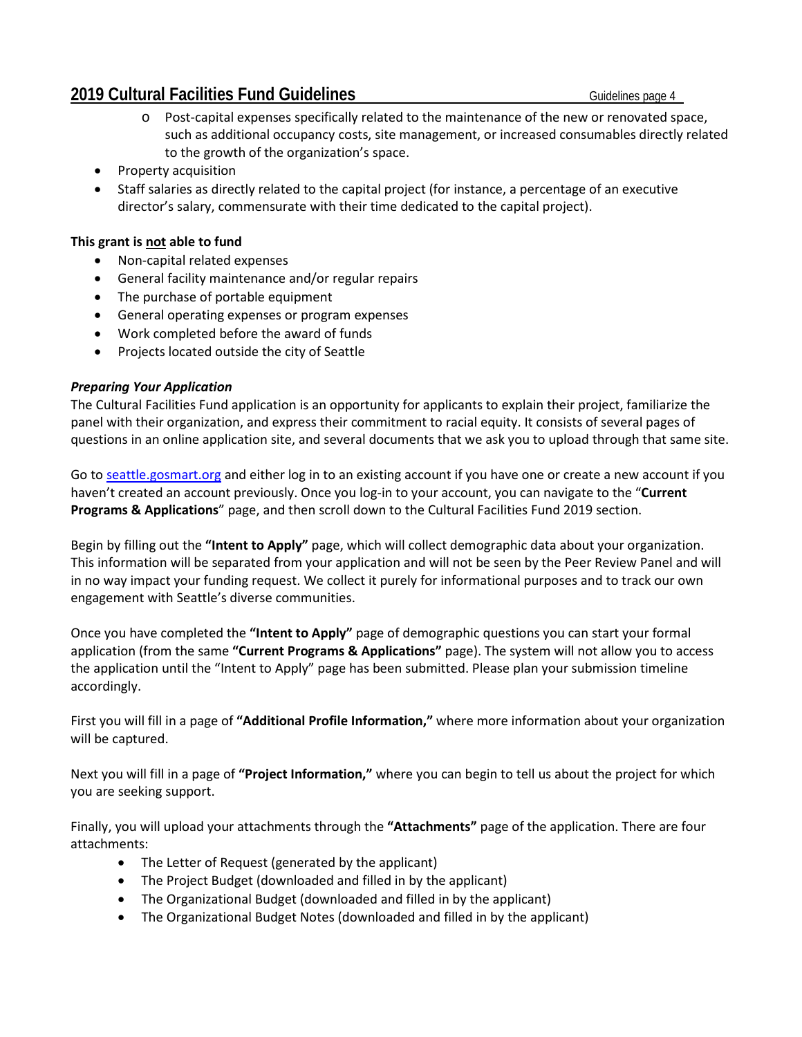- Post-capital expenses specifically related to the maintenance of the new or renovated space, such as additional occupancy costs, site management, or increased consumables directly related to the growth of the organization's space.

- Property acquisition
- Staff salaries as directly related to the capital project (for instance, a percentage of an executive director's salary, commensurate with their time dedicated to the capital project).

**This grant is not able to fund**

- Non-capital related expenses
- General facility maintenance and/or regular repairs
- The purchase of portable equipment
- General operating expenses or program expenses
- Work completed before the award of funds
- Projects located outside the city of Seattle

***Preparing Your Application***

The Cultural Facilities Fund application is an opportunity for applicants to explain their project, familiarize the panel with their organization, and express their commitment to racial equity. It consists of several pages of questions in an online application site, and several documents that we ask you to upload through that same site.

Go to [seattle.gosmart.org](seattle.gosmart.org) and either log in to an existing account if you have one or create a new account if you haven't created an account previously. Once you log-in to your account, you can navigate to the "**Current Programs & Applications**" page, and then scroll down to the Cultural Facilities Fund 2019 section.

Begin by filling out the **"Intent to Apply"** page, which will collect demographic data about your organization. This information will be separated from your application and will not be seen by the Peer Review Panel and will in no way impact your funding request. We collect it purely for informational purposes and to track our own engagement with Seattle's diverse communities.

Once you have completed the **"Intent to Apply"** page of demographic questions you can start your formal application (from the same **"Current Programs & Applications"** page). The system will not allow you to access the application until the "Intent to Apply" page has been submitted. Please plan your submission timeline accordingly.

First you will fill in a page of **"Additional Profile Information,"** where more information about your organization will be captured.

Next you will fill in a page of **"Project Information,"** where you can begin to tell us about the project for which you are seeking support.

Finally, you will upload your attachments through the **"Attachments"** page of the application. There are four attachments:

- The Letter of Request (generated by the applicant)
- The Project Budget (downloaded and filled in by the applicant)
- The Organizational Budget (downloaded and filled in by the applicant)
- The Organizational Budget Notes (downloaded and filled in by the applicant)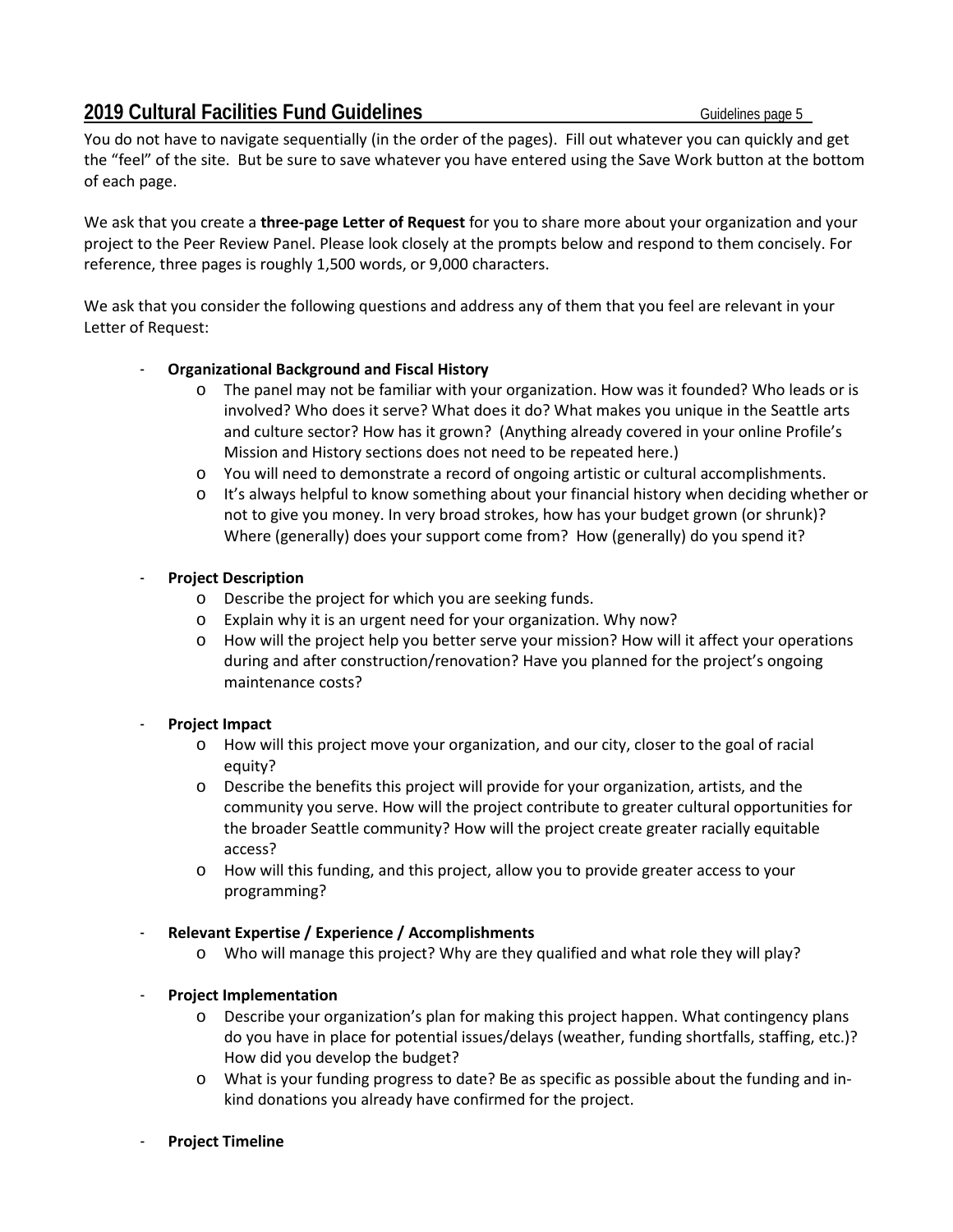You do not have to navigate sequentially (in the order of the pages). Fill out whatever you can quickly and get the "feel" of the site. But be sure to save whatever you have entered using the Save Work button at the bottom of each page.

We ask that you create a **three-page Letter of Request** for you to share more about your organization and your project to the Peer Review Panel. Please look closely at the prompts below and respond to them concisely. For reference, three pages is roughly 1,500 words, or 9,000 characters.

We ask that you consider the following questions and address any of them that you feel are relevant in your Letter of Request:

- **Organizational Background and Fiscal History**
  - The panel may not be familiar with your organization. How was it founded? Who leads or is involved? Who does it serve? What does it do? What makes you unique in the Seattle arts and culture sector? How has it grown? (Anything already covered in your online Profile's Mission and History sections does not need to be repeated here.)
  - You will need to demonstrate a record of ongoing artistic or cultural accomplishments.
  - It's always helpful to know something about your financial history when deciding whether or not to give you money. In very broad strokes, how has your budget grown (or shrunk)? Where (generally) does your support come from? How (generally) do you spend it?

- **Project Description**
  - Describe the project for which you are seeking funds.
  - Explain why it is an urgent need for your organization. Why now?
  - How will the project help you better serve your mission? How will it affect your operations during and after construction/renovation? Have you planned for the project's ongoing maintenance costs?

- **Project Impact**
  - How will this project move your organization, and our city, closer to the goal of racial equity?
  - Describe the benefits this project will provide for your organization, artists, and the community you serve. How will the project contribute to greater cultural opportunities for the broader Seattle community? How will the project create greater racially equitable access?
  - How will this funding, and this project, allow you to provide greater access to your programming?

- **Relevant Expertise / Experience / Accomplishments**
  - Who will manage this project? Why are they qualified and what role they will play?

- **Project Implementation**
  - Describe your organization's plan for making this project happen. What contingency plans do you have in place for potential issues/delays (weather, funding shortfalls, staffing, etc.)? How did you develop the budget?
  - What is your funding progress to date? Be as specific as possible about the funding and in-kind donations you already have confirmed for the project.

- **Project Timeline**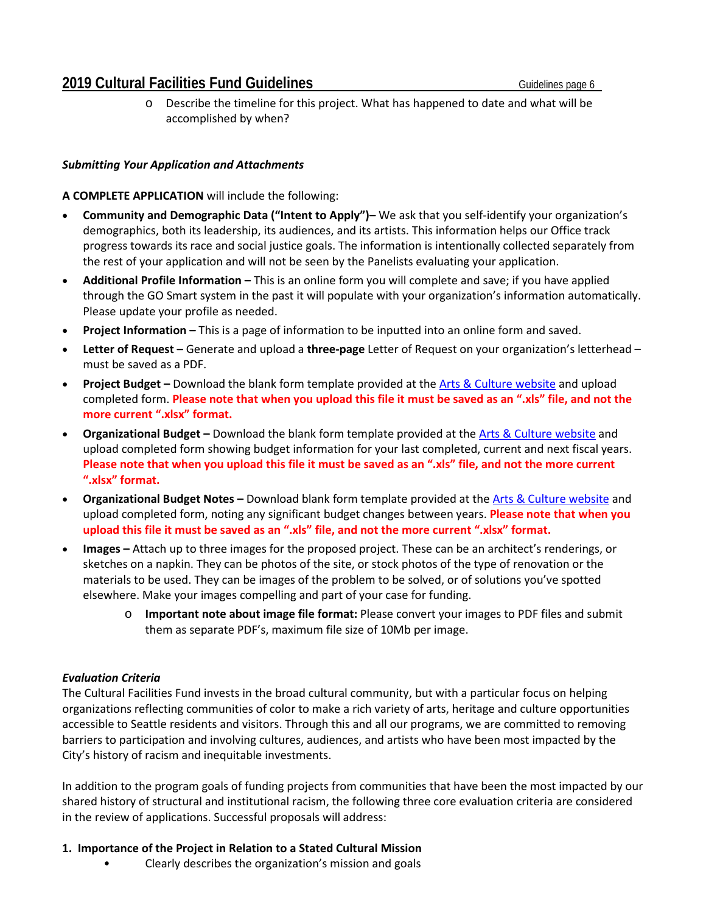- Describe the timeline for this project. What has happened to date and what will be accomplished by when?

***Submitting Your Application and Attachments***

**A COMPLETE APPLICATION** will include the following:

- **Community and Demographic Data ("Intent to Apply")–** We ask that you self-identify your organization's demographics, both its leadership, its audiences, and its artists. This information helps our Office track progress towards its race and social justice goals. The information is intentionally collected separately from the rest of your application and will not be seen by the Panelists evaluating your application.
- **Additional Profile Information –** This is an online form you will complete and save; if you have applied through the GO Smart system in the past it will populate with your organization's information automatically. Please update your profile as needed.
- **Project Information –** This is a page of information to be inputted into an online form and saved.
- **Letter of Request –** Generate and upload a **three-page** Letter of Request on your organization's letterhead – must be saved as a PDF.
- **Project Budget –** Download the blank form template provided at the Arts & Culture website and upload completed form. **Please note that when you upload this file it must be saved as an ".xls" file, and not the more current ".xlsx" format.**
- **Organizational Budget –** Download the blank form template provided at the Arts & Culture website and upload completed form showing budget information for your last completed, current and next fiscal years. **Please note that when you upload this file it must be saved as an ".xls" file, and not the more current ".xlsx" format.**
- **Organizational Budget Notes –** Download blank form template provided at the Arts & Culture website and upload completed form, noting any significant budget changes between years. **Please note that when you upload this file it must be saved as an ".xls" file, and not the more current ".xlsx" format.**
- **Images –** Attach up to three images for the proposed project. These can be an architect's renderings, or sketches on a napkin. They can be photos of the site, or stock photos of the type of renovation or the materials to be used. They can be images of the problem to be solved, or of solutions you've spotted elsewhere. Make your images compelling and part of your case for funding.
  - **Important note about image file format:** Please convert your images to PDF files and submit them as separate PDF's, maximum file size of 10Mb per image.

***Evaluation Criteria***

The Cultural Facilities Fund invests in the broad cultural community, but with a particular focus on helping organizations reflecting communities of color to make a rich variety of arts, heritage and culture opportunities accessible to Seattle residents and visitors. Through this and all our programs, we are committed to removing barriers to participation and involving cultures, audiences, and artists who have been most impacted by the City's history of racism and inequitable investments.

In addition to the program goals of funding projects from communities that have been the most impacted by our shared history of structural and institutional racism, the following three core evaluation criteria are considered in the review of applications. Successful proposals will address:

**1. Importance of the Project in Relation to a Stated Cultural Mission**

- Clearly describes the organization's mission and goals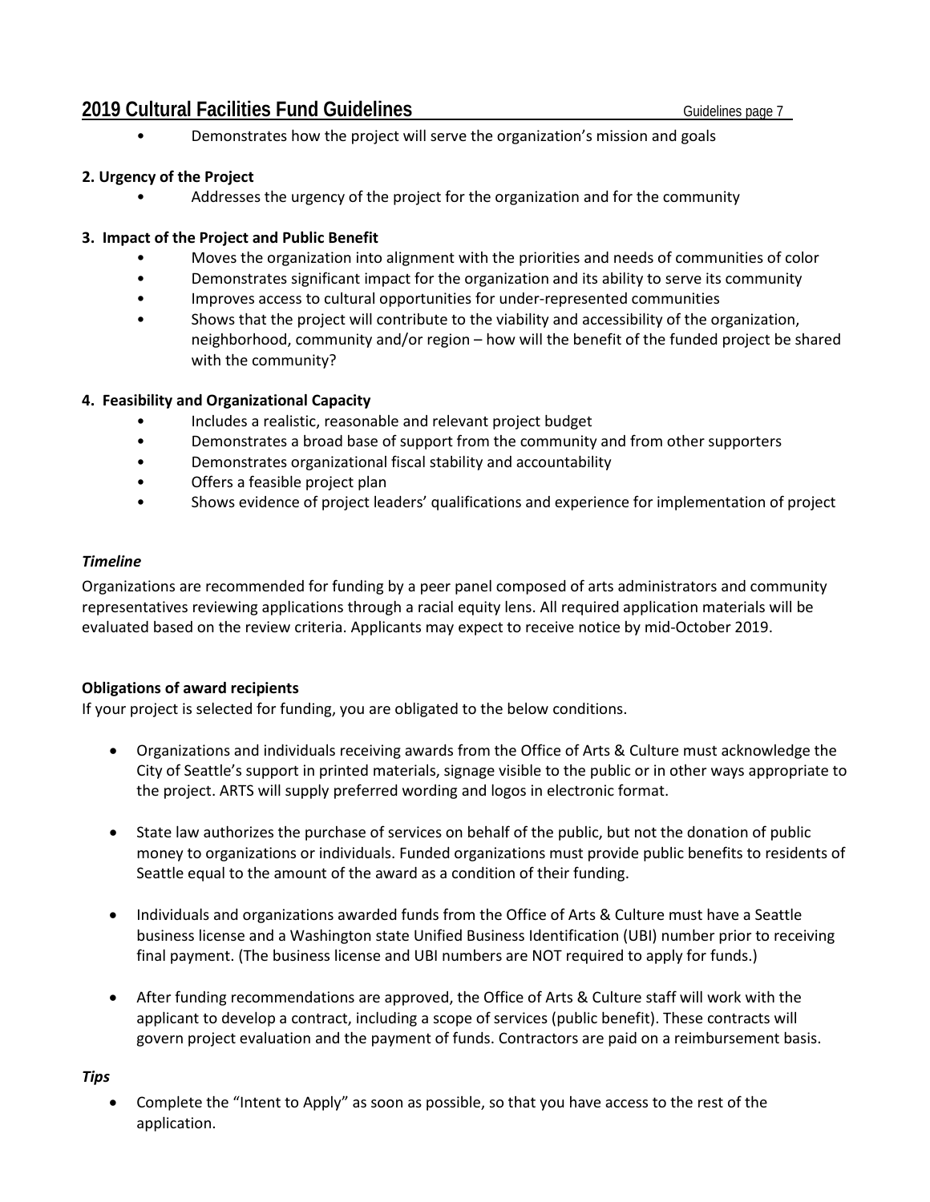- Demonstrates how the project will serve the organization's mission and goals

**2. Urgency of the Project**

- Addresses the urgency of the project for the organization and for the community

**3. Impact of the Project and Public Benefit**

- Moves the organization into alignment with the priorities and needs of communities of color
- Demonstrates significant impact for the organization and its ability to serve its community
- Improves access to cultural opportunities for under-represented communities
- Shows that the project will contribute to the viability and accessibility of the organization, neighborhood, community and/or region – how will the benefit of the funded project be shared with the community?

**4. Feasibility and Organizational Capacity**

- Includes a realistic, reasonable and relevant project budget
- Demonstrates a broad base of support from the community and from other supporters
- Demonstrates organizational fiscal stability and accountability
- Offers a feasible project plan
- Shows evidence of project leaders' qualifications and experience for implementation of project

### *Timeline*

Organizations are recommended for funding by a peer panel composed of arts administrators and community representatives reviewing applications through a racial equity lens. All required application materials will be evaluated based on the review criteria. Applicants may expect to receive notice by mid-October 2019.

### Obligations of award recipients

If your project is selected for funding, you are obligated to the below conditions.

- Organizations and individuals receiving awards from the Office of Arts & Culture must acknowledge the City of Seattle's support in printed materials, signage visible to the public or in other ways appropriate to the project. ARTS will supply preferred wording and logos in electronic format.
- State law authorizes the purchase of services on behalf of the public, but not the donation of public money to organizations or individuals. Funded organizations must provide public benefits to residents of Seattle equal to the amount of the award as a condition of their funding.
- Individuals and organizations awarded funds from the Office of Arts & Culture must have a Seattle business license and a Washington state Unified Business Identification (UBI) number prior to receiving final payment. (The business license and UBI numbers are NOT required to apply for funds.)
- After funding recommendations are approved, the Office of Arts & Culture staff will work with the applicant to develop a contract, including a scope of services (public benefit). These contracts will govern project evaluation and the payment of funds. Contractors are paid on a reimbursement basis.

### *Tips*

- Complete the "Intent to Apply" as soon as possible, so that you have access to the rest of the application.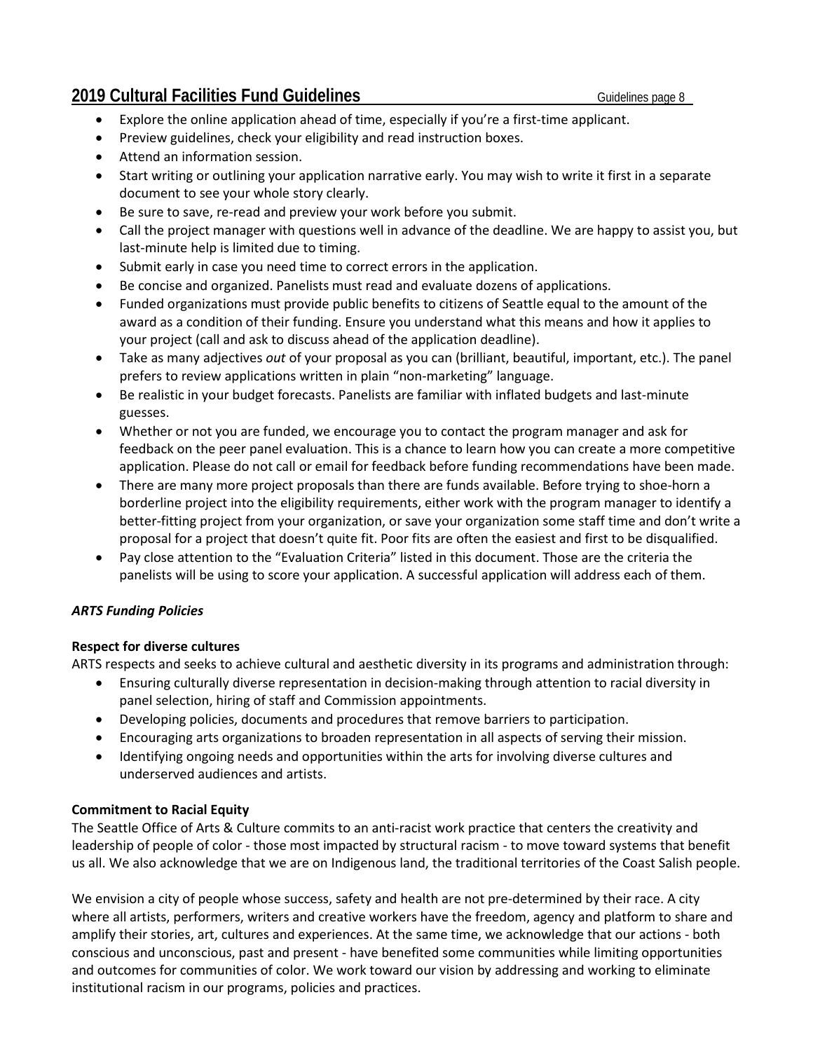- Explore the online application ahead of time, especially if you're a first-time applicant.
- Preview guidelines, check your eligibility and read instruction boxes.
- Attend an information session.
- Start writing or outlining your application narrative early. You may wish to write it first in a separate document to see your whole story clearly.
- Be sure to save, re-read and preview your work before you submit.
- Call the project manager with questions well in advance of the deadline. We are happy to assist you, but last-minute help is limited due to timing.
- Submit early in case you need time to correct errors in the application.
- Be concise and organized. Panelists must read and evaluate dozens of applications.
- Funded organizations must provide public benefits to citizens of Seattle equal to the amount of the award as a condition of their funding. Ensure you understand what this means and how it applies to your project (call and ask to discuss ahead of the application deadline).
- Take as many adjectives *out* of your proposal as you can (brilliant, beautiful, important, etc.). The panel prefers to review applications written in plain "non-marketing" language.
- Be realistic in your budget forecasts. Panelists are familiar with inflated budgets and last-minute guesses.
- Whether or not you are funded, we encourage you to contact the program manager and ask for feedback on the peer panel evaluation. This is a chance to learn how you can create a more competitive application. Please do not call or email for feedback before funding recommendations have been made.
- There are many more project proposals than there are funds available. Before trying to shoe-horn a borderline project into the eligibility requirements, either work with the program manager to identify a better-fitting project from your organization, or save your organization some staff time and don't write a proposal for a project that doesn't quite fit. Poor fits are often the easiest and first to be disqualified.
- Pay close attention to the "Evaluation Criteria" listed in this document. Those are the criteria the panelists will be using to score your application. A successful application will address each of them.

### *ARTS Funding Policies*

**Respect for diverse cultures**

ARTS respects and seeks to achieve cultural and aesthetic diversity in its programs and administration through:

- Ensuring culturally diverse representation in decision-making through attention to racial diversity in panel selection, hiring of staff and Commission appointments.
- Developing policies, documents and procedures that remove barriers to participation.
- Encouraging arts organizations to broaden representation in all aspects of serving their mission.
- Identifying ongoing needs and opportunities within the arts for involving diverse cultures and underserved audiences and artists.

**Commitment to Racial Equity**

The Seattle Office of Arts & Culture commits to an anti-racist work practice that centers the creativity and leadership of people of color - those most impacted by structural racism - to move toward systems that benefit us all. We also acknowledge that we are on Indigenous land, the traditional territories of the Coast Salish people.

We envision a city of people whose success, safety and health are not pre-determined by their race. A city where all artists, performers, writers and creative workers have the freedom, agency and platform to share and amplify their stories, art, cultures and experiences. At the same time, we acknowledge that our actions - both conscious and unconscious, past and present - have benefited some communities while limiting opportunities and outcomes for communities of color. We work toward our vision by addressing and working to eliminate institutional racism in our programs, policies and practices.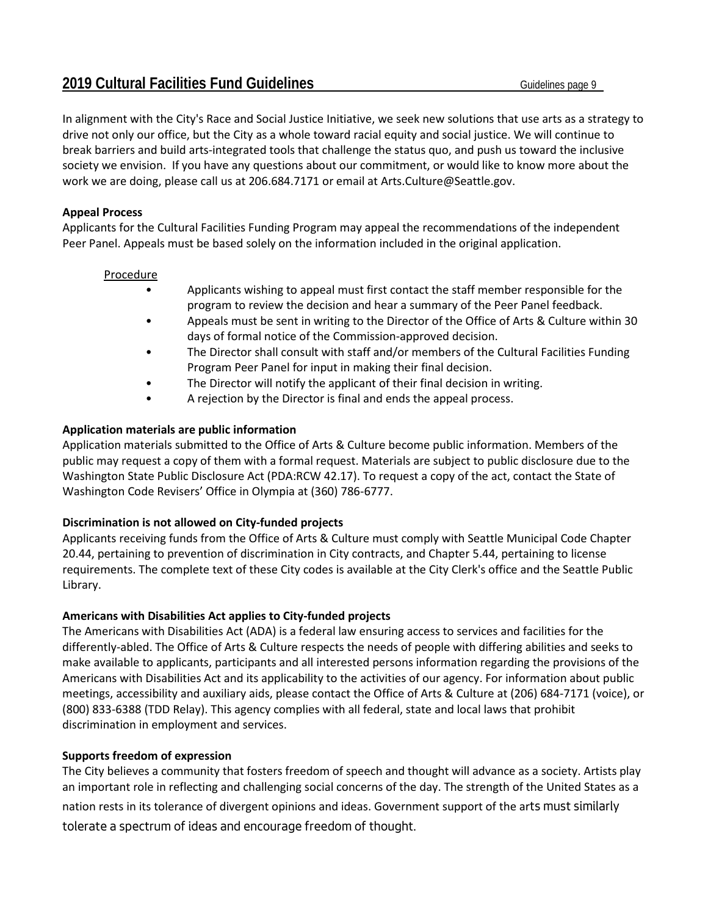In alignment with the City's Race and Social Justice Initiative, we seek new solutions that use arts as a strategy to drive not only our office, but the City as a whole toward racial equity and social justice. We will continue to break barriers and build arts-integrated tools that challenge the status quo, and push us toward the inclusive society we envision. If you have any questions about our commitment, or would like to know more about the work we are doing, please call us at 206.684.7171 or email at Arts.Culture@Seattle.gov.

**Appeal Process**

Applicants for the Cultural Facilities Funding Program may appeal the recommendations of the independent Peer Panel. Appeals must be based solely on the information included in the original application.

Procedure

- Applicants wishing to appeal must first contact the staff member responsible for the program to review the decision and hear a summary of the Peer Panel feedback.
- Appeals must be sent in writing to the Director of the Office of Arts & Culture within 30 days of formal notice of the Commission-approved decision.
- The Director shall consult with staff and/or members of the Cultural Facilities Funding Program Peer Panel for input in making their final decision.
- The Director will notify the applicant of their final decision in writing.
- A rejection by the Director is final and ends the appeal process.

**Application materials are public information**

Application materials submitted to the Office of Arts & Culture become public information. Members of the public may request a copy of them with a formal request. Materials are subject to public disclosure due to the Washington State Public Disclosure Act (PDA:RCW 42.17). To request a copy of the act, contact the State of Washington Code Revisers' Office in Olympia at (360) 786-6777.

**Discrimination is not allowed on City-funded projects**

Applicants receiving funds from the Office of Arts & Culture must comply with Seattle Municipal Code Chapter 20.44, pertaining to prevention of discrimination in City contracts, and Chapter 5.44, pertaining to license requirements. The complete text of these City codes is available at the City Clerk's office and the Seattle Public Library.

**Americans with Disabilities Act applies to City-funded projects**

The Americans with Disabilities Act (ADA) is a federal law ensuring access to services and facilities for the differently-abled. The Office of Arts & Culture respects the needs of people with differing abilities and seeks to make available to applicants, participants and all interested persons information regarding the provisions of the Americans with Disabilities Act and its applicability to the activities of our agency. For information about public meetings, accessibility and auxiliary aids, please contact the Office of Arts & Culture at (206) 684-7171 (voice), or (800) 833-6388 (TDD Relay). This agency complies with all federal, state and local laws that prohibit discrimination in employment and services.

**Supports freedom of expression**

The City believes a community that fosters freedom of speech and thought will advance as a society. Artists play an important role in reflecting and challenging social concerns of the day. The strength of the United States as a nation rests in its tolerance of divergent opinions and ideas. Government support of the arts must similarly tolerate a spectrum of ideas and encourage freedom of thought.